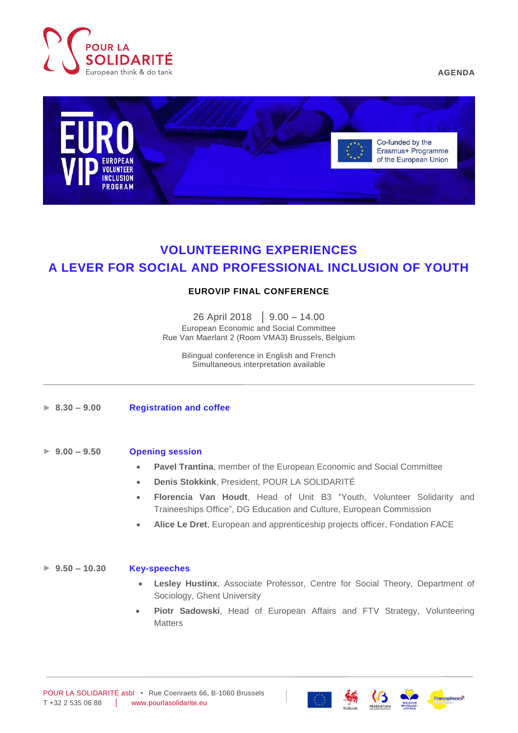AGENDA

# VOLUNTEERING EXPERIENCES
# A LEVER FOR SOCIAL AND PROFESSIONAL INCLUSION OF YOUTH

## EUROVIP FINAL CONFERENCE

26 April 2018 | 9.00 – 14.00
European Economic and Social Committee
Rue Van Maerlant 2 (Room VMA3) Brussels, Belgium

Bilingual conference in English and French
Simultaneous interpretation available

---

► **8.30 – 9.00** **Registration and coffee**

► **9.00 – 9.50** **Opening session**

- **Pavel Trantina**, member of the European Economic and Social Committee
- **Denis Stokkink**, President, POUR LA SOLIDARITÉ
- **Florencia Van Houdt**, Head of Unit B3 "Youth, Volunteer Solidarity and Traineeships Office", DG Education and Culture, European Commission
- **Alice Le Dret**, European and apprenticeship projects officer, Fondation FACE

► **9.50 – 10.30** **Key-speeches**

- **Lesley Hustinx**, Associate Professor, Centre for Social Theory, Department of Sociology, Ghent University
- **Piotr Sadowski**, Head of European Affairs and FTV Strategy, Volunteering Matters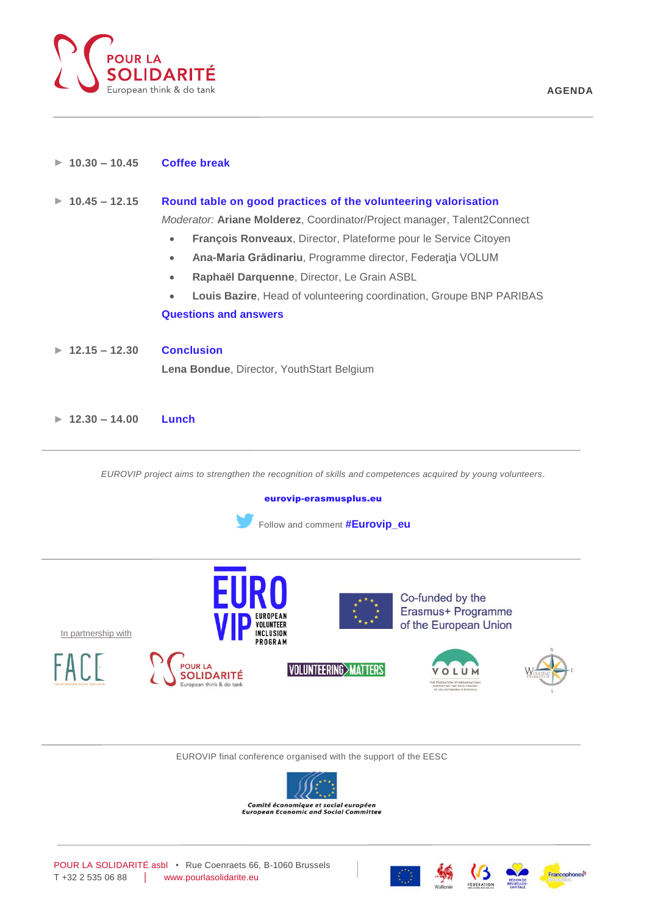AGENDA

► 10.30 – 10.45 **Coffee break**

► 10.45 – 12.15 **Round table on good practices of the volunteering valorisation**

*Moderator:* **Ariane Molderez**, Coordinator/Project manager, Talent2Connect

- **François Ronveaux**, Director, Plateforme pour le Service Citoyen
- **Ana-Maria Grădinariu**, Programme director, Federaţia VOLUM
- **Raphaël Darquenne**, Director, Le Grain ASBL
- **Louis Bazire**, Head of volunteering coordination, Groupe BNP PARIBAS

**Questions and answers**

► 12.15 – 12.30 **Conclusion**

**Lena Bondue**, Director, YouthStart Belgium

► 12.30 – 14.00 **Lunch**

*EUROVIP project aims to strengthen the recognition of skills and competences acquired by young volunteers.*

**eurovip-erasmusplus.eu**

Follow and comment **#Eurovip_eu**

In partnership with

EURO VIP – EUROPEAN VOLUNTEER INCLUSION PROGRAM

Co-funded by the Erasmus+ Programme of the European Union

EUROVIP final conference organised with the support of the EESC

*Comité économique et social européen*
*European Economic and Social Committee*

POUR LA SOLIDARITÉ asbl • Rue Coenraets 66, B-1060 Brussels
T +32 2 535 06 88 | www.pourlasolidarite.eu